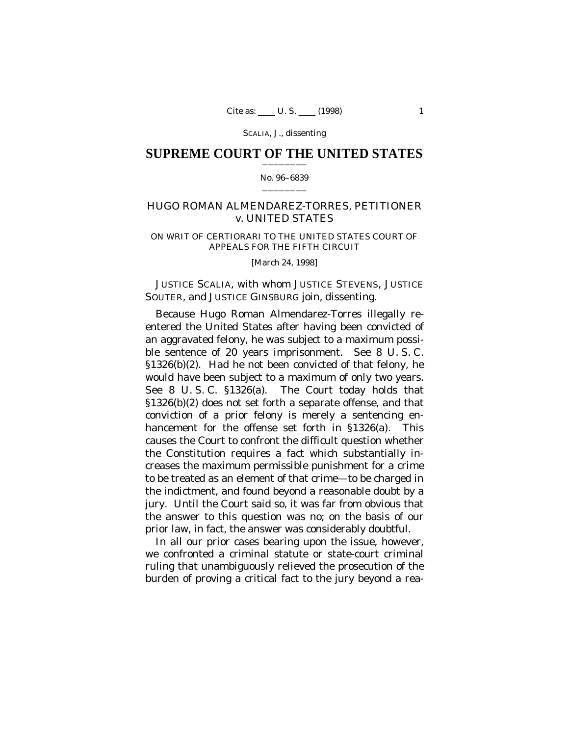# SUPREME COURT OF THE UNITED STATES

No. 96–6839

HUGO ROMAN ALMENDAREZ-TORRES, PETITIONER *v.* UNITED STATES

ON WRIT OF CERTIORARI TO THE UNITED STATES COURT OF APPEALS FOR THE FIFTH CIRCUIT

[March 24, 1998]

JUSTICE SCALIA, with whom JUSTICE STEVENS, JUSTICE SOUTER, and JUSTICE GINSBURG join, dissenting.

Because Hugo Roman Almendarez-Torres illegally reentered the United States after having been convicted of an aggravated felony, he was subject to a maximum possible sentence of 20 years imprisonment. See 8 U. S. C. §1326(b)(2). Had he not been convicted of that felony, he would have been subject to a maximum of only two years. See 8 U. S. C. §1326(a). The Court today holds that §1326(b)(2) does not set forth a separate offense, and that conviction of a prior felony is merely a sentencing enhancement for the offense set forth in §1326(a). This causes the Court to confront the difficult question whether the Constitution requires a fact which substantially increases the maximum permissible punishment for a crime to be treated as an element of that crime—to be charged in the indictment, and found beyond a reasonable doubt by a jury. Until the Court said so, it was far from obvious that the answer to this question was no; on the basis of our prior law, in fact, the answer was considerably doubtful.

In all our prior cases bearing upon the issue, however, we confronted a criminal statute or state-court criminal ruling that unambiguously relieved the prosecution of the burden of proving a critical fact to the jury beyond a rea-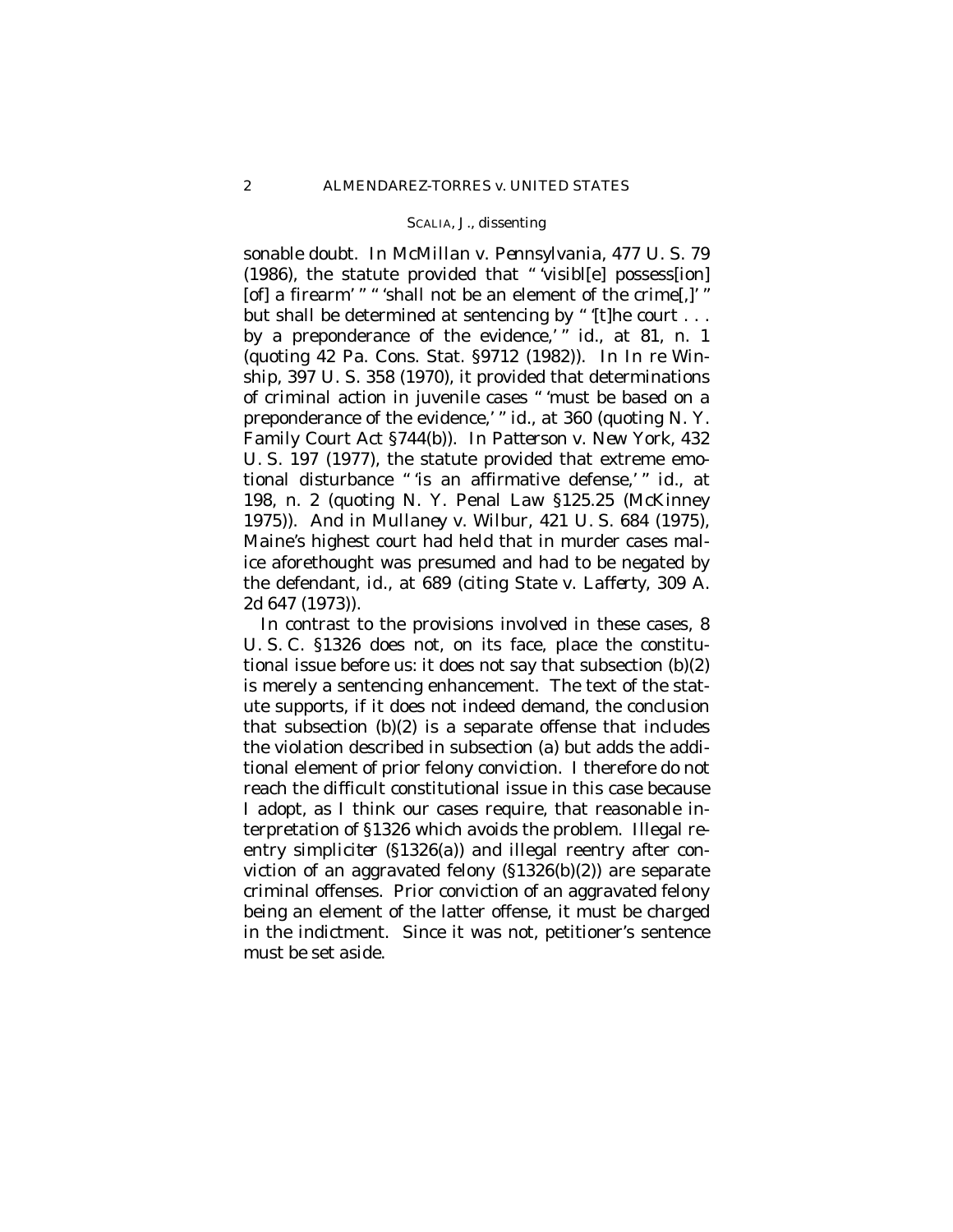sonable doubt. In *McMillan* v. *Pennsylvania*, 477 U. S. 79 (1986), the statute provided that " 'visibl[e] possess[ion] [of] a firearm' " " 'shall not be an element of the crime[,]' " but shall be determined at sentencing by " '[t]he court . . . by a preponderance of the evidence,' " *id.*, at 81, n. 1 (quoting 42 Pa. Cons. Stat. §9712 (1982)). In *In re Winship*, 397 U. S. 358 (1970), it provided that determinations of criminal action in juvenile cases " 'must be based on a preponderance of the evidence,' " *id.*, at 360 (quoting N. Y. Family Court Act §744(b)). In *Patterson* v. *New York*, 432 U. S. 197 (1977), the statute provided that extreme emotional disturbance " 'is an affirmative defense,' " *id.*, at 198, n. 2 (quoting N. Y. Penal Law §125.25 (McKinney 1975)). And in *Mullaney* v. *Wilbur*, 421 U. S. 684 (1975), Maine's highest court had held that in murder cases malice aforethought was presumed and had to be negated by the defendant, *id.*, at 689 (citing *State* v. *Lafferty*, 309 A. 2d 647 (1973)).

In contrast to the provisions involved in these cases, 8 U. S. C. §1326 does not, on its face, place the constitutional issue before us: it does not say that subsection (b)(2) is merely a sentencing enhancement. The text of the statute supports, if it does not indeed demand, the conclusion that subsection (b)(2) is a separate offense that includes the violation described in subsection (a) but adds the additional element of prior felony conviction. I therefore do not reach the difficult constitutional issue in this case because I adopt, as I think our cases require, that reasonable interpretation of §1326 which avoids the problem. Illegal reentry *simpliciter* (§1326(a)) and illegal reentry after conviction of an aggravated felony (§1326(b)(2)) are separate criminal offenses. Prior conviction of an aggravated felony being an element of the latter offense, it must be charged in the indictment. Since it was not, petitioner's sentence must be set aside.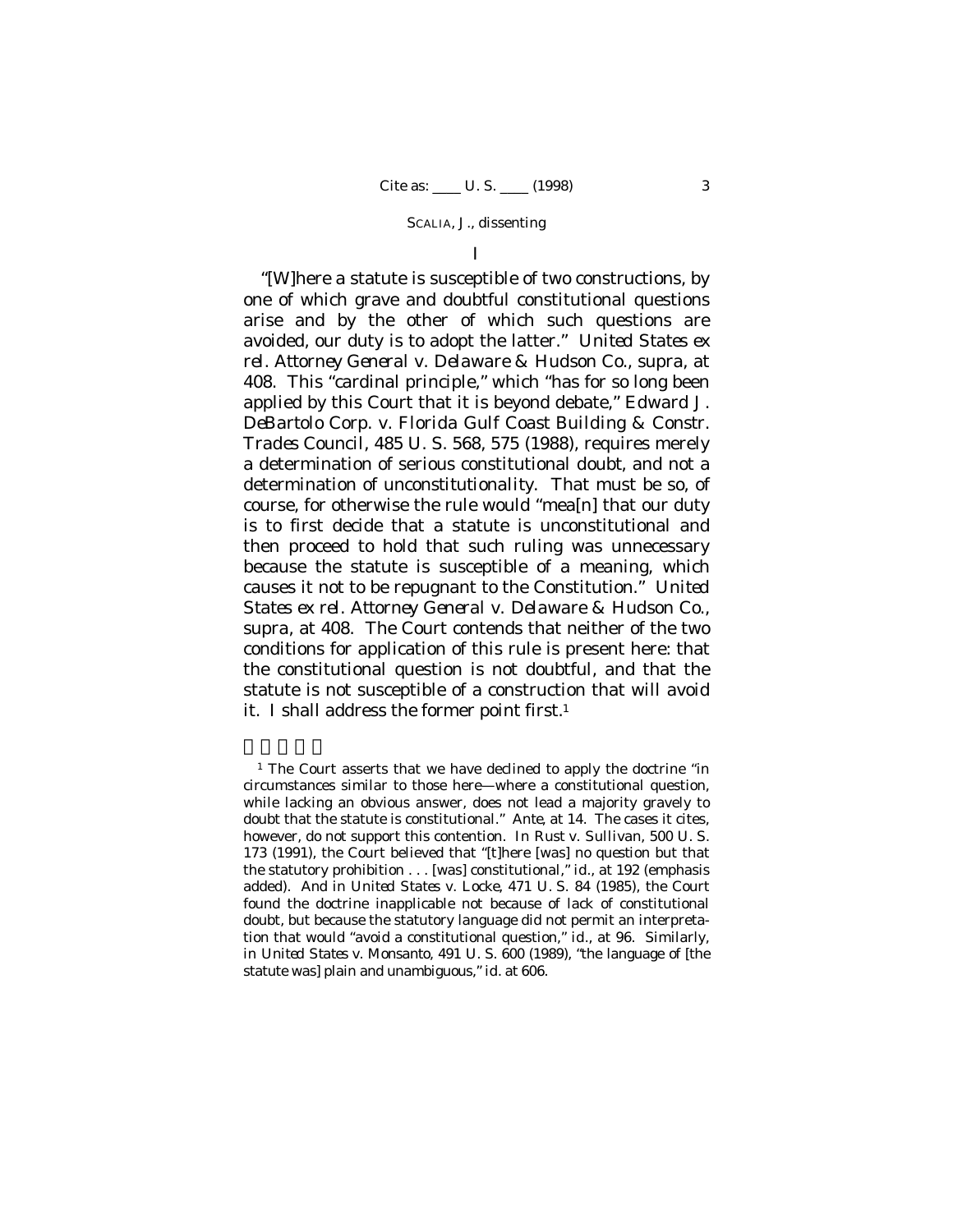## I

"[W]here a statute is susceptible of two constructions, by one of which grave and doubtful constitutional questions arise and by the other of which such questions are avoided, our duty is to adopt the latter." *United States ex rel. Attorney General* v. *Delaware & Hudson Co.*, *supra*, at 408. This "cardinal principle," which "has for so long been applied by this Court that it is beyond debate," *Edward J. DeBartolo Corp.* v. *Florida Gulf Coast Building & Constr. Trades Council*, 485 U. S. 568, 575 (1988), requires merely a determination of serious constitutional doubt, and not a determination of unconstitutionality. That must be so, of course, for otherwise the rule would "mea[n] that our duty is to first decide that a statute is unconstitutional and then proceed to hold that such ruling was unnecessary because the statute is susceptible of a meaning, which causes it not to be repugnant to the Constitution." *United States ex rel. Attorney General* v. *Delaware & Hudson Co.*, *supra*, at 408. The Court contends that neither of the two conditions for application of this rule is present here: that the constitutional question is not doubtful, and that the statute is not susceptible of a construction that will avoid it. I shall address the former point first.[1]

---

[1] The Court asserts that we have declined to apply the doctrine "in circumstances similar to those here—where a constitutional question, while lacking an obvious answer, does not lead a majority gravely to doubt that the statute is constitutional." *Ante*, at 14. The cases it cites, however, do not support this contention. In *Rust* v. *Sullivan*, 500 U. S. 173 (1991), the Court believed that "[t]here [was] *no question* but that the statutory prohibition . . . [was] constitutional," *id.*, at 192 (emphasis added). And in *United States* v. *Locke*, 471 U. S. 84 (1985), the Court found the doctrine inapplicable not because of lack of constitutional doubt, but because the statutory language did not permit an interpretation that would "avoid a constitutional question," *id.*, at 96. Similarly, in *United States* v. *Monsanto*, 491 U. S. 600 (1989), "the language of [the statute was] plain and unambiguous," *id.* at 606.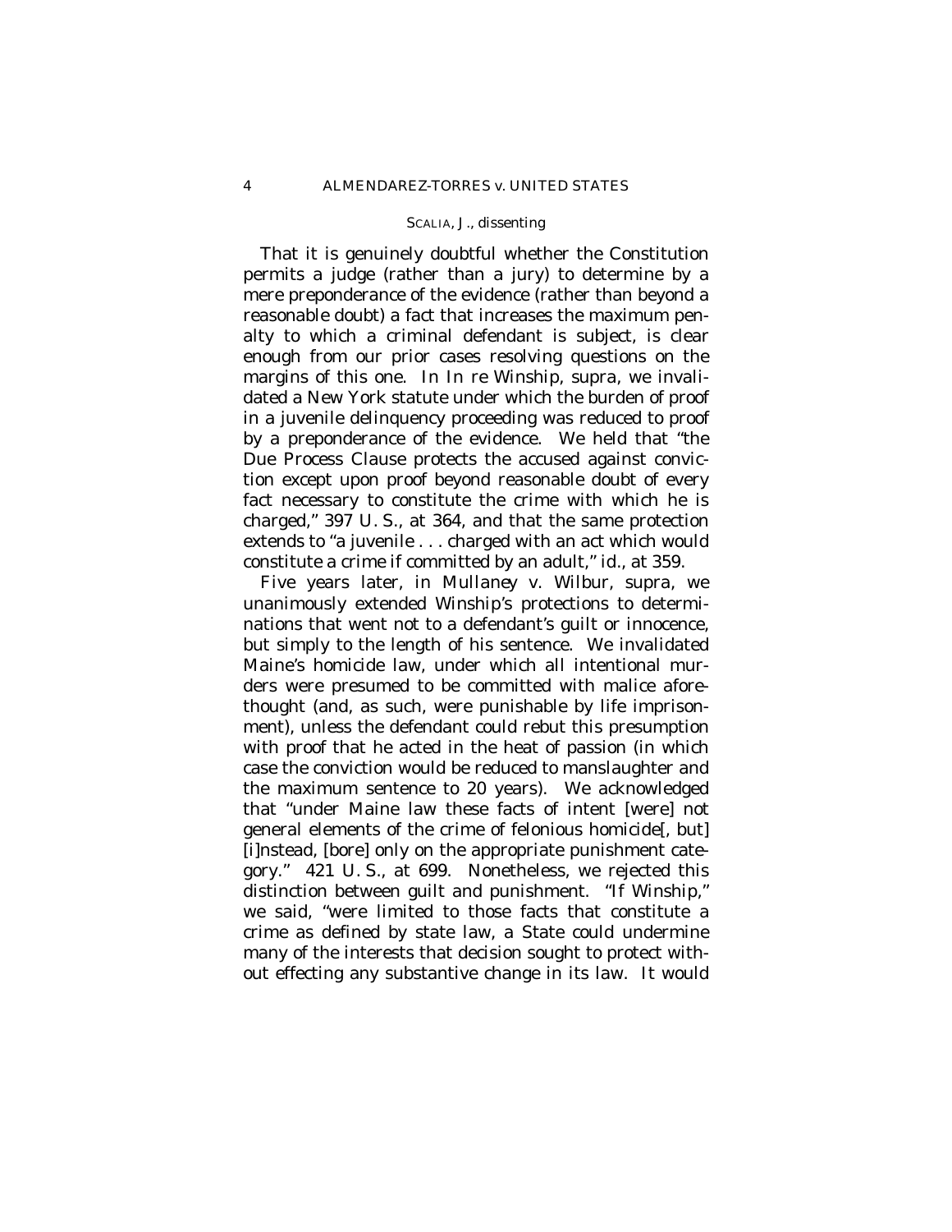That it is genuinely doubtful whether the Constitution permits a judge (rather than a jury) to determine by a mere preponderance of the evidence (rather than beyond a reasonable doubt) a fact that increases the maximum penalty to which a criminal defendant is subject, is clear enough from our prior cases resolving questions on the margins of this one. In *In re Winship*, *supra*, we invalidated a New York statute under which the burden of proof in a juvenile delinquency proceeding was reduced to proof by a preponderance of the evidence. We held that "the Due Process Clause protects the accused against conviction except upon proof beyond reasonable doubt of every fact necessary to constitute the crime with which he is charged," 397 U. S., at 364, and that the same protection extends to "a juvenile . . . charged with an act which would constitute a crime if committed by an adult," *id.*, at 359.

Five years later, in *Mullaney* v. *Wilbur*, *supra*, we unanimously extended *Winship*'s protections to determinations that went not to a defendant's guilt or innocence, but simply to the length of his sentence. We invalidated Maine's homicide law, under which all intentional murders were presumed to be committed with malice aforethought (and, as such, were punishable by life imprisonment), unless the defendant could rebut this presumption with proof that he acted in the heat of passion (in which case the conviction would be reduced to manslaughter and the maximum sentence to 20 years). We acknowledged that "under Maine law these facts of intent [were] not general elements of the crime of felonious homicide[, but] [i]nstead, [bore] only on the appropriate punishment category." 421 U. S., at 699. Nonetheless, we rejected this distinction between guilt and punishment. "If *Winship*," we said, "were limited to those facts that constitute a crime as defined by state law, a State could undermine many of the interests that decision sought to protect without effecting any substantive change in its law. It would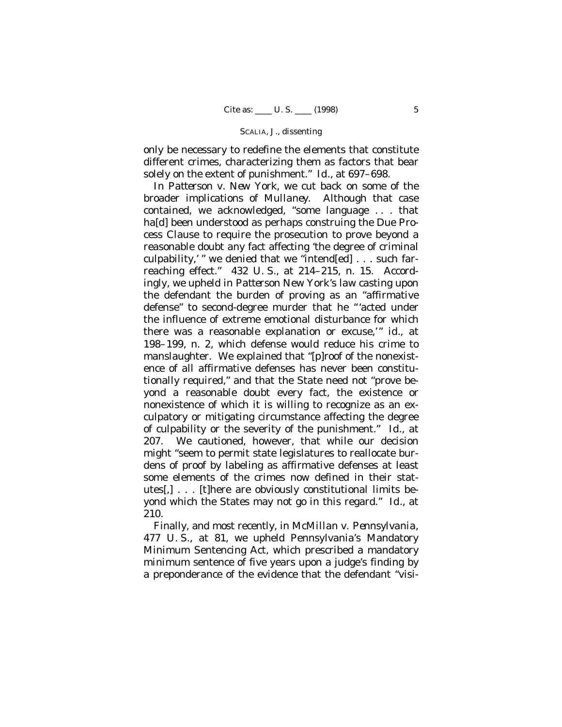only be necessary to redefine the elements that constitute different crimes, characterizing them as factors that bear solely on the extent of punishment." *Id.*, at 697–698.

In *Patterson* v. *New York*, we cut back on some of the broader implications of *Mullaney*. Although that case contained, we acknowledged, "some language . . . that ha[d] been understood as perhaps construing the Due Process Clause to require the prosecution to prove beyond a reasonable doubt any fact affecting 'the degree of criminal culpability,' " we denied that we "intend[ed] . . . such far-reaching effect." 432 U. S., at 214–215, n. 15. Accordingly, we upheld in *Patterson* New York's law casting upon the defendant the burden of proving as an "affirmative defense" to second-degree murder that he " 'acted under the influence of extreme emotional disturbance for which there was a reasonable explanation or excuse,' " *id.*, at 198–199, n. 2, which defense would reduce his crime to manslaughter. We explained that "[p]roof of the nonexistence of all affirmative defenses has never been constitutionally required," and that the State need not "prove beyond a reasonable doubt every fact, the existence or nonexistence of which it is willing to recognize as an exculpatory or mitigating circumstance affecting the degree of culpability or the severity of the punishment." *Id.*, at 207. We cautioned, however, that while our decision might "seem to permit state legislatures to reallocate burdens of proof by labeling as affirmative defenses at least some elements of the crimes now defined in their statutes[,] . . . [t]here are obviously constitutional limits beyond which the States may not go in this regard." *Id.*, at 210.

Finally, and most recently, in *McMillan* v. *Pennsylvania*, 477 U. S., at 81, we upheld Pennsylvania's Mandatory Minimum Sentencing Act, which prescribed a mandatory minimum sentence of five years upon a judge's finding by a preponderance of the evidence that the defendant "visi-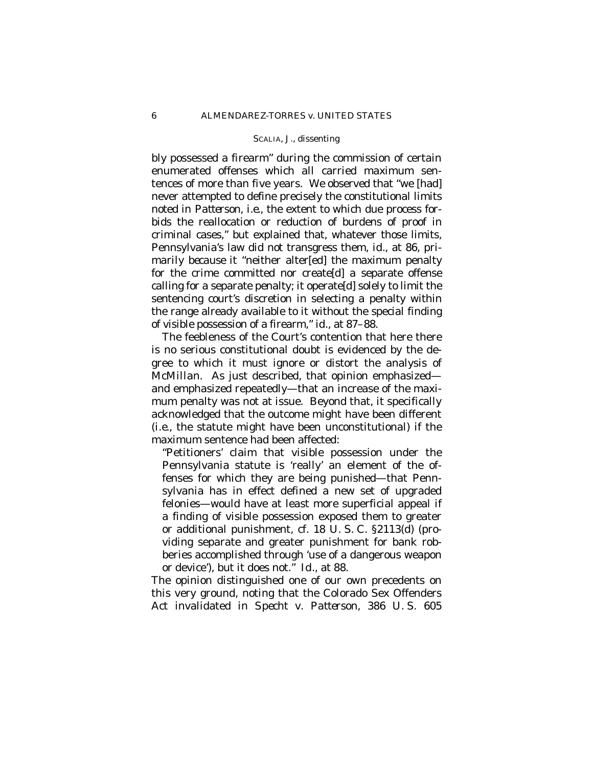bly possessed a firearm" during the commission of certain enumerated offenses which all carried maximum sentences of more than five years. We observed that "we [had] never attempted to define precisely the constitutional limits noted in *Patterson*, *i.e.*, the extent to which due process forbids the reallocation or reduction of burdens of proof in criminal cases," but explained that, whatever those limits, Pennsylvania's law did not transgress them, *id.*, at 86, primarily because it "neither alter[ed] the maximum penalty for the crime committed nor create[d] a separate offense calling for a separate penalty; it operate[d] solely to limit the sentencing court's discretion in selecting a penalty within the range already available to it without the special finding of visible possession of a firearm," *id.*, at 87–88.

The feebleness of the Court's contention that here there is no serious constitutional doubt is evidenced by the degree to which it must ignore or distort the analysis of *McMillan*. As just described, that opinion emphasized—and emphasized repeatedly—that an increase of the maximum penalty was not at issue. Beyond that, it specifically acknowledged that the outcome might have been different (*i.e.*, the statute might have been unconstitutional) if the maximum sentence had been affected:

> "Petitioners' claim that visible possession under the Pennsylvania statute is 'really' an element of the offenses for which they are being punished—that Pennsylvania has in effect defined a new set of upgraded felonies—would have at least more superficial appeal if a finding of visible possession exposed them to greater or additional punishment, cf. 18 U. S. C. §2113(d) (providing separate and greater punishment for bank robberies accomplished through 'use of a dangerous weapon or device'), but it does not." *Id.*, at 88.

The opinion distinguished one of our own precedents on this very ground, noting that the Colorado Sex Offenders Act invalidated in *Specht* v. *Patterson*, 386 U. S. 605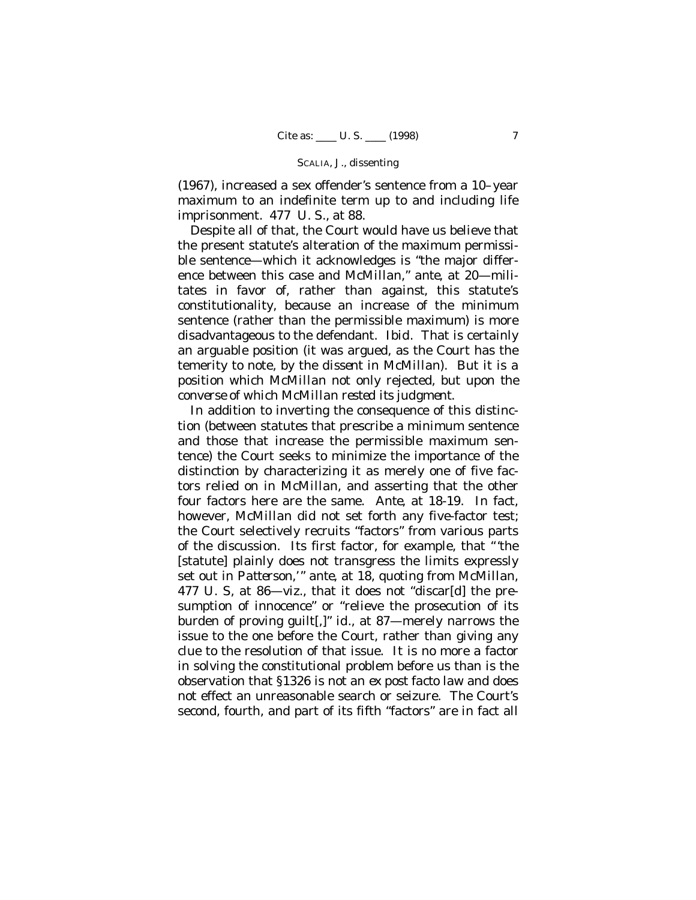(1967), increased a sex offender's sentence from a 10–year maximum to an indefinite term up to and including life imprisonment. 477 U. S., at 88.

Despite all of that, the Court would have us believe that the present statute's alteration of the maximum permissible sentence—which it acknowledges is "the major difference between this case and *McMillan*," *ante*, at 20—militates in favor of, rather than against, this statute's constitutionality, because an increase of the minimum sentence (rather than the permissible maximum) is more disadvantageous to the defendant. *Ibid*. That is certainly an arguable position (it was argued, as the Court has the temerity to note, by the *dissent* in *McMillan*). But it is a position which *McMillan* not only rejected, but *upon the converse of which McMillan rested its judgment*.

In addition to inverting the consequence of this distinction (between statutes that prescribe a minimum sentence and those that increase the permissible maximum sentence) the Court seeks to minimize the importance of the distinction by characterizing it as merely one of five factors relied on in *McMillan*, and asserting that the other four factors here are the same. *Ante*, at 18-19. In fact, however, *McMillan* did not set forth any five-factor test; the Court selectively recruits "factors" from various parts of the discussion. Its first factor, for example, that "'the [statute] plainly does not transgress the limits expressly set out in *Patterson*,'" *ante*, at 18, quoting from *McMillan*, 477 U. S, at 86—viz., that it does not "discar[d] the presumption of innocence" or "relieve the prosecution of its burden of proving guilt[,]" *id*., at 87—merely narrows the issue to the one before the Court, rather than giving any clue to the resolution of that issue. It is no more a factor in solving the constitutional problem before us than is the observation that §1326 is not an *ex post facto* law and does not effect an unreasonable search or seizure. The Court's second, fourth, and part of its fifth "factors" are in fact all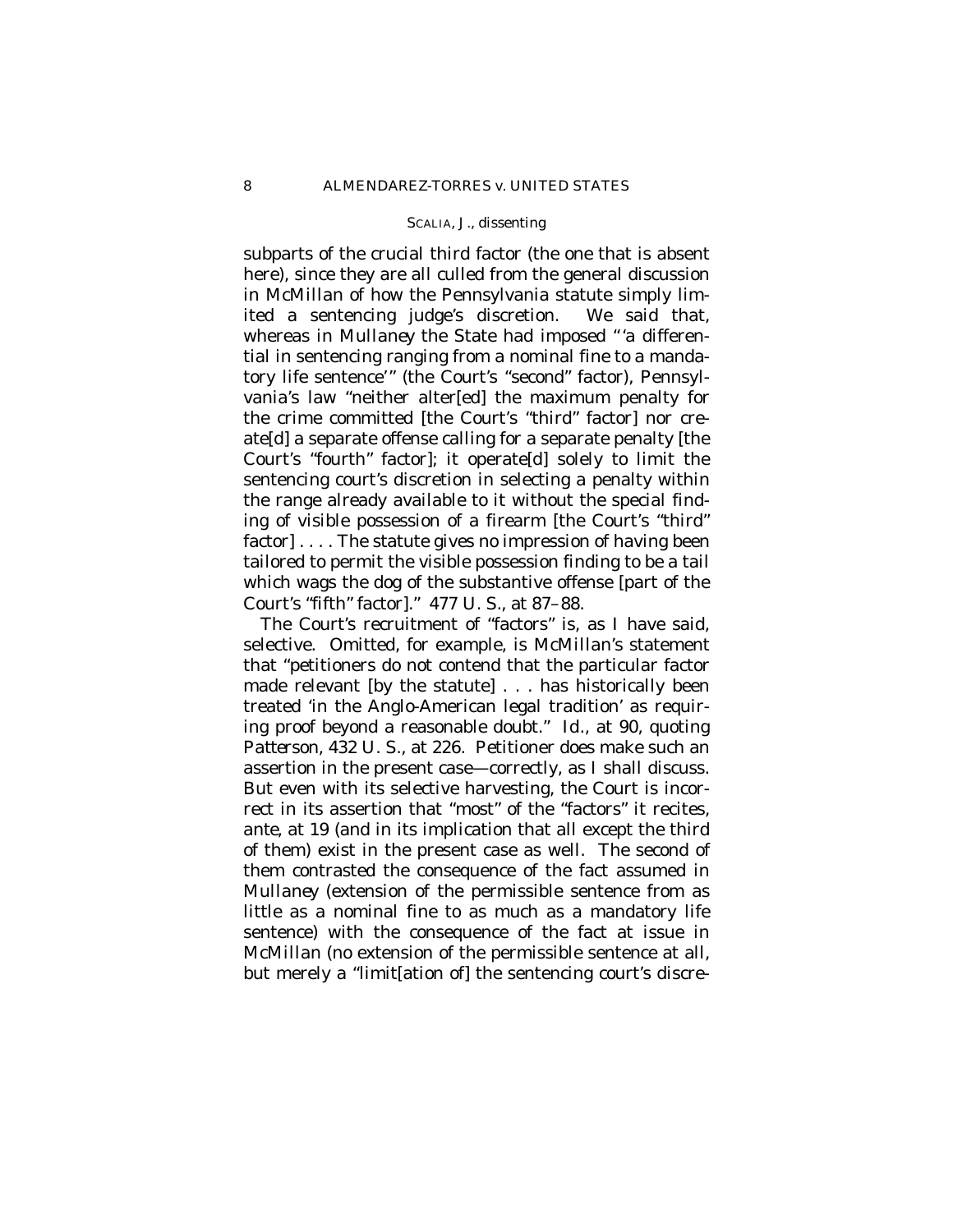subparts of the crucial third factor (the one that is absent here), since they are all culled from the general discussion in *McMillan* of how the Pennsylvania statute simply limited a sentencing judge's discretion. We said that, whereas in *Mullaney* the State had imposed "'a differential in sentencing ranging from a nominal fine to a mandatory life sentence'" (the Court's "second" factor), Pennsylvania's law "neither alter[ed] the maximum penalty for the crime committed [the Court's "third" factor] nor create[d] a separate offense calling for a separate penalty [the Court's "fourth" factor]; it operate[d] solely to limit the sentencing court's discretion in selecting a penalty within the range already available to it without the special finding of visible possession of a firearm [the Court's "third" factor] . . . . The statute gives no impression of having been tailored to permit the visible possession finding to be a tail which wags the dog of the substantive offense [part of the Court's "fifth" factor]." 477 U. S., at 87–88.

The Court's recruitment of "factors" is, as I have said, selective. Omitted, for example, is *McMillan*'s statement that "petitioners do not contend that the particular factor made relevant [by the statute] . . . has historically been treated 'in the Anglo-American legal tradition' as requiring proof beyond a reasonable doubt." *Id.*, at 90, quoting *Patterson*, 432 U. S., at 226. Petitioner *does* make such an assertion in the present case—correctly, as I shall discuss. But even with its selective harvesting, the Court is incorrect in its assertion that "most" of the "factors" it recites, *ante*, at 19 (and in its implication that all except the third of them) exist in the present case as well. The second of them contrasted the consequence of the fact assumed in *Mullaney* (extension of the permissible sentence from as little as a nominal fine to as much as a mandatory life sentence) with the consequence of the fact at issue in *McMillan* (no extension of the permissible sentence at all, but merely a "limit[ation of] the sentencing court's discre-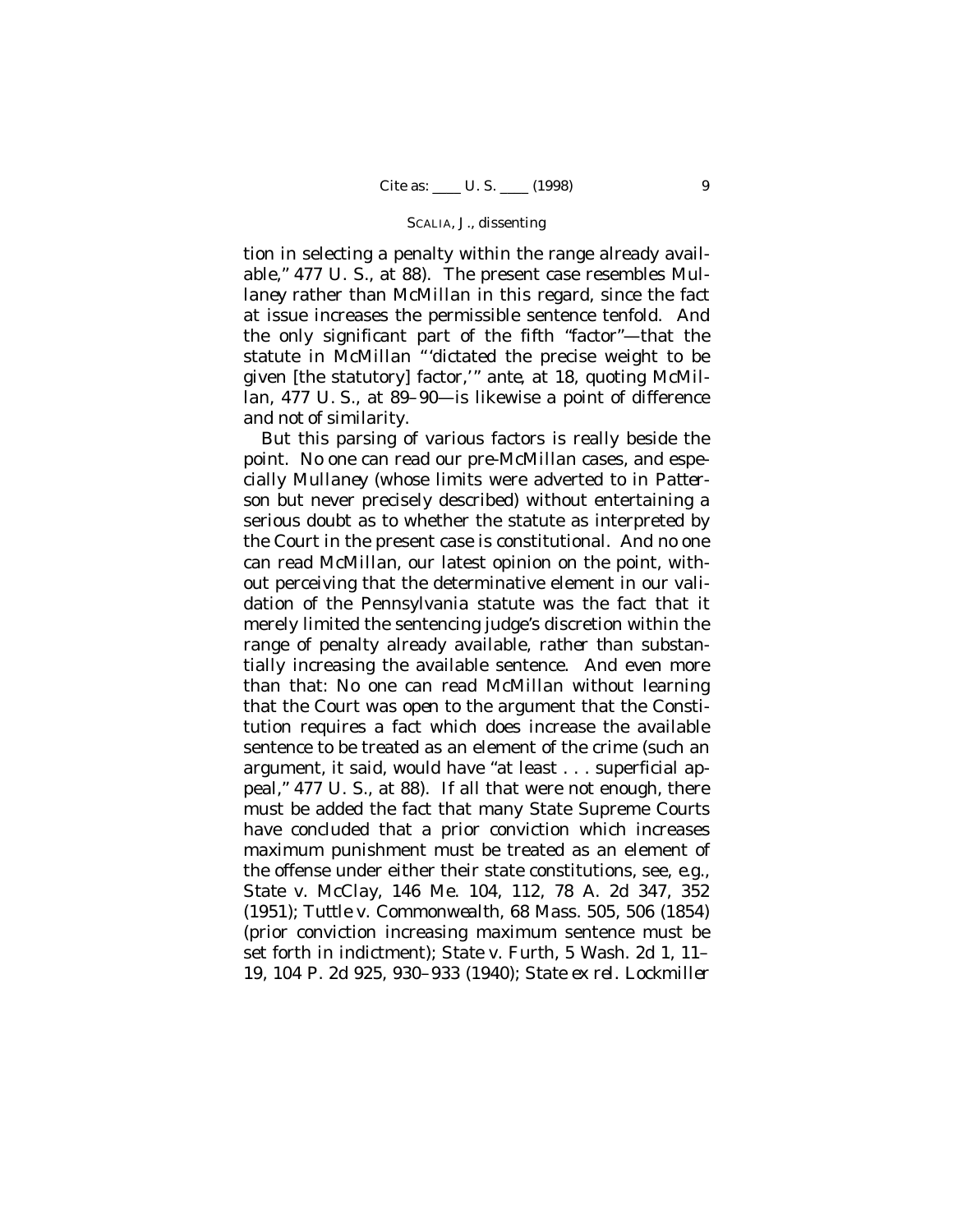tion in selecting a penalty within the range already available," 477 U. S., at 88). The present case resembles *Mullaney* rather than *McMillan* in this regard, since the fact at issue increases the permissible sentence tenfold. And the only significant part of the fifth "factor"—that the statute in *McMillan* "'dictated the precise weight to be given [the statutory] factor,'" *ante*, at 18, quoting *McMillan*, 477 U. S., at 89–90—is likewise a point of difference and not of similarity.

But this parsing of various factors is really beside the point. No one can read our pre-*McMillan* cases, and especially *Mullaney* (whose limits were adverted to in *Patterson* but never precisely described) without entertaining a serious doubt as to whether the statute as interpreted by the Court in the present case is constitutional. And no one can read *McMillan*, our latest opinion on the point, without perceiving that the determinative element in our validation of the Pennsylvania statute was the fact that it merely limited the sentencing judge's discretion within the range of penalty already available, rather than substantially increasing the available sentence. And even more than that: No one can read *McMillan* without learning that the Court was *open* to the argument that the Constitution requires a fact which does increase the available sentence to be treated as an element of the crime (such an argument, it said, would have "at least . . . superficial appeal," 477 U. S., at 88). If all that were not enough, there must be added the fact that many State Supreme Courts have concluded that a prior conviction which increases maximum punishment must be treated as an element of the offense under either their state constitutions, see, *e.g.*, *State* v. *McClay*, 146 Me. 104, 112, 78 A. 2d 347, 352 (1951); *Tuttle* v. *Commonwealth*, 68 Mass. 505, 506 (1854) (prior conviction increasing maximum sentence must be set forth in indictment); *State* v. *Furth*, 5 Wash. 2d 1, 11–19, 104 P. 2d 925, 930–933 (1940); *State ex rel. Lockmiller*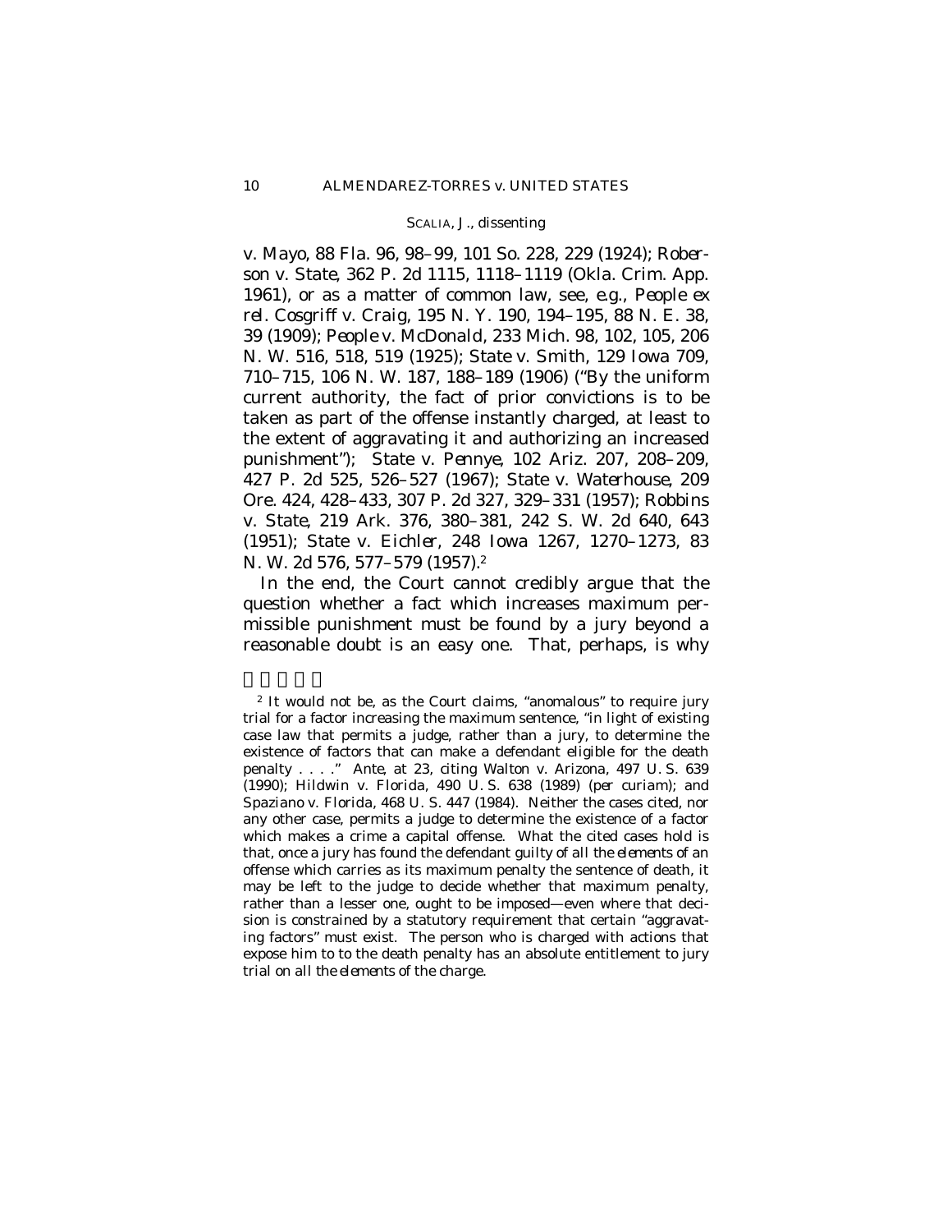*v. Mayo*, 88 Fla. 96, 98–99, 101 So. 228, 229 (1924); *Roberson v. State*, 362 P. 2d 1115, 1118–1119 (Okla. Crim. App. 1961), or as a matter of common law, see, *e.g.*, *People ex rel. Cosgriff* v. *Craig*, 195 N. Y. 190, 194–195, 88 N. E. 38, 39 (1909); *People* v. *McDonald*, 233 Mich. 98, 102, 105, 206 N. W. 516, 518, 519 (1925); *State* v. *Smith*, 129 Iowa 709, 710–715, 106 N. W. 187, 188–189 (1906) ("By the uniform current authority, the fact of prior convictions is to be taken as part of the offense instantly charged, at least to the extent of aggravating it and authorizing an increased punishment"); *State* v. *Pennye*, 102 Ariz. 207, 208–209, 427 P. 2d 525, 526–527 (1967); *State* v. *Waterhouse*, 209 Ore. 424, 428–433, 307 P. 2d 327, 329–331 (1957); *Robbins* v. *State*, 219 Ark. 376, 380–381, 242 S. W. 2d 640, 643 (1951); *State* v. *Eichler*, 248 Iowa 1267, 1270–1273, 83 N. W. 2d 576, 577–579 (1957).[2]

In the end, the Court cannot credibly argue that the question whether a fact which increases maximum permissible punishment must be found by a jury beyond a reasonable doubt is an easy one. That, perhaps, is why

---

[2] It would not be, as the Court claims, "anomalous" to require jury trial for a factor increasing the maximum sentence, "in light of existing case law that permits a judge, rather than a jury, to determine the existence of factors that can make a defendant eligible for the death penalty . . . ." *Ante*, at 23, citing *Walton* v. *Arizona*, 497 U. S. 639 (1990); *Hildwin* v. *Florida*, 490 U. S. 638 (1989) (*per curiam*); and *Spaziano* v. *Florida*, 468 U. S. 447 (1984). Neither the cases cited, nor any other case, permits a judge to determine the existence of a factor which makes a crime a capital offense. What the cited cases hold is that, once a jury has found the defendant guilty of *all the elements* of an offense which carries as its maximum penalty the sentence of death, it may be left to the judge to decide whether that maximum penalty, rather than a lesser one, ought to be imposed—even where that decision is constrained by a statutory requirement that certain "aggravating factors" must exist. The person who is charged with actions that expose him to to the death penalty has an absolute entitlement to jury trial on *all the elements* of the charge.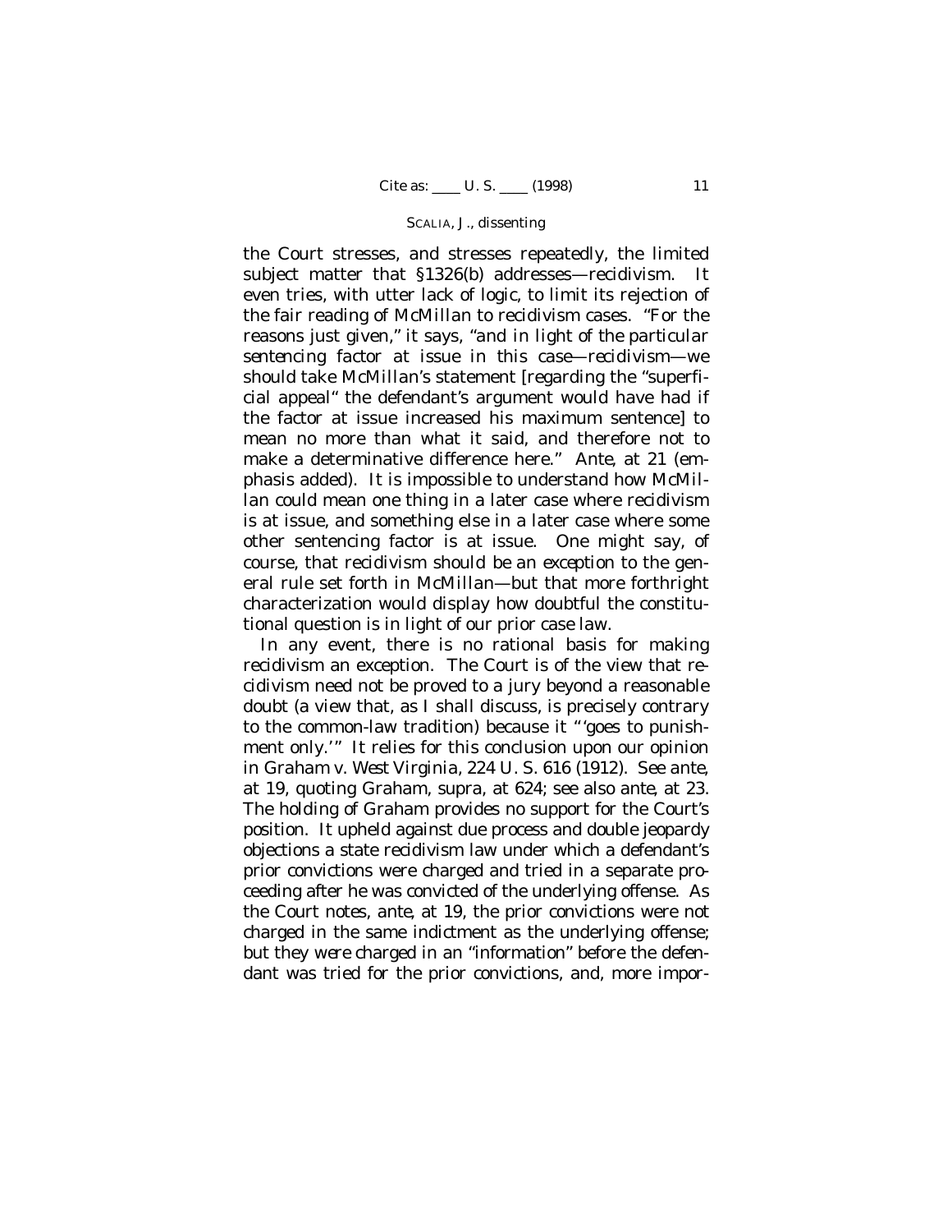the Court stresses, and stresses repeatedly, the limited subject matter that §1326(b) addresses—recidivism. It even tries, with utter lack of logic, to limit its rejection of the fair reading of *McMillan* to recidivism cases. "For the reasons just given," it says, "and in light of the *particular sentencing factor at issue in this case—recidivism*—we should take *McMillan*'s statement [regarding the "superficial appeal" the defendant's argument would have had if the factor at issue increased his maximum sentence] to mean no more than what it said, and therefore not to make a determinative difference here." *Ante*, at 21 (emphasis added). It is impossible to understand how *McMillan* could mean one thing in a later case where recidivism is at issue, and something else in a later case where some other sentencing factor is at issue. One might say, of course, that recidivism should be an *exception* to the general rule set forth in *McMillan*—but that more forthright characterization would display how doubtful the constitutional question is in light of our prior case law.

In any event, there is no rational basis for making recidivism an exception. The Court is of the view that recidivism need not be proved to a jury beyond a reasonable doubt (a view that, as I shall discuss, is precisely contrary to the common-law tradition) because it " 'goes to punishment only.' " It relies for this conclusion upon our opinion in *Graham* v. *West Virginia*, 224 U. S. 616 (1912). See *ante*, at 19, quoting *Graham*, *supra*, at 624; see also *ante*, at 23. The holding of *Graham* provides no support for the Court's position. It upheld against due process and double jeopardy objections a state recidivism law under which a defendant's prior convictions were charged and tried in a separate proceeding after he was convicted of the underlying offense. As the Court notes, *ante*, at 19, the prior convictions were not charged in the same indictment as the underlying offense; but they *were* charged in an "information" before the defendant was tried for the prior convictions, and, more impor-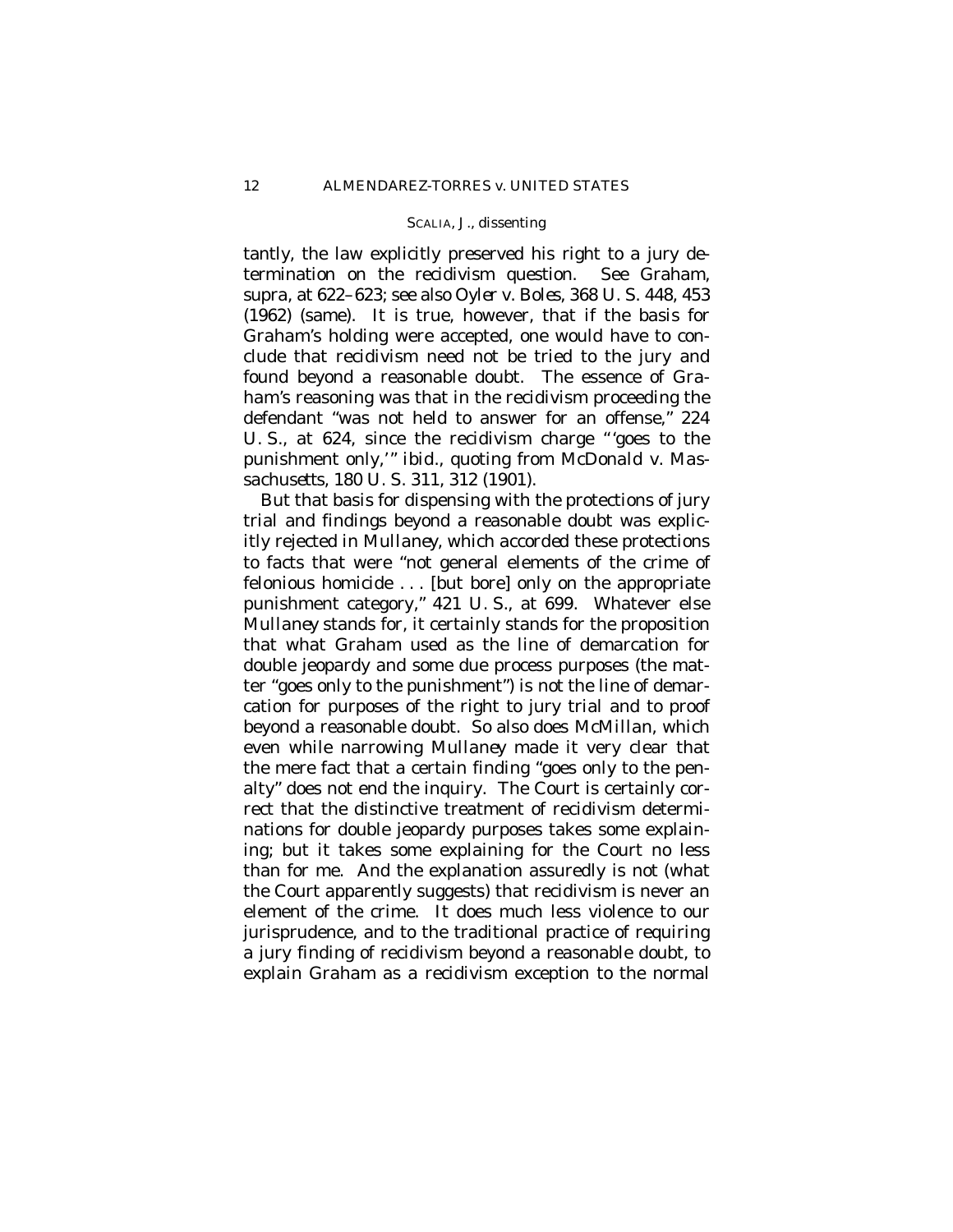tantly, the law explicitly preserved his right to a jury determination on the recidivism question. See *Graham*, *supra*, at 622–623; see also *Oyler* v. *Boles*, 368 U. S. 448, 453 (1962) (same). It is true, however, that if the basis for *Graham*'s holding were accepted, one would have to conclude that recidivism need not be tried to the jury and found beyond a reasonable doubt. The essence of *Graham*'s reasoning was that in the recidivism proceeding the defendant "was not held to answer for an offense," 224 U. S., at 624, since the recidivism charge "'goes to the punishment only,'" *ibid.*, quoting from *McDonald* v. *Massachusetts*, 180 U. S. 311, 312 (1901).

But that basis for dispensing with the protections of jury trial and findings beyond a reasonable doubt was explicitly rejected in *Mullaney*, which accorded these protections to facts that were "not general elements of the crime of felonious homicide . . . [but bore] only on the appropriate punishment category," 421 U. S., at 699. Whatever else *Mullaney* stands for, it certainly stands for the proposition that what *Graham* used as the line of demarcation for double jeopardy and some due process purposes (the matter "goes only to the punishment") is not the line of demarcation for purposes of the right to jury trial and to proof beyond a reasonable doubt. So also does *McMillan*, which even while narrowing *Mullaney* made it very clear that the mere fact that a certain finding "goes only to the penalty" does not end the inquiry. The Court is certainly correct that the distinctive treatment of recidivism determinations for double jeopardy purposes takes some explaining; but it takes some explaining for the Court no less than for me. And the explanation assuredly is not (what the Court apparently suggests) that recidivism is never an element of the crime. It does much less violence to our jurisprudence, and to the traditional practice of requiring a jury finding of recidivism beyond a reasonable doubt, to explain *Graham* as a recidivism exception to the normal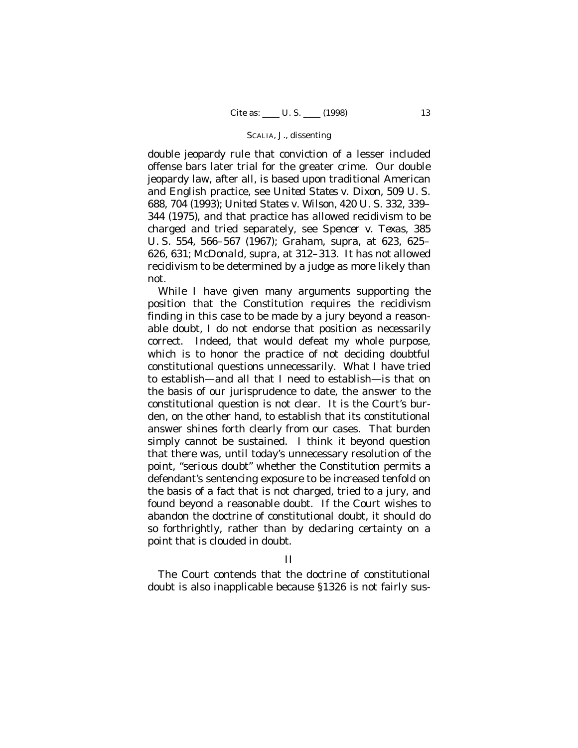double jeopardy rule that conviction of a lesser included offense bars later trial for the greater crime. Our double jeopardy law, after all, is based upon traditional American and English practice, see *United States* v. *Dixon*, 509 U. S. 688, 704 (1993); *United States* v. *Wilson*, 420 U. S. 332, 339–344 (1975), and that practice has allowed recidivism to be charged and tried separately, see *Spencer* v. *Texas*, 385 U. S. 554, 566–567 (1967); *Graham*, *supra*, at 623, 625–626, 631; *McDonald*, *supra*, at 312–313. It has not allowed recidivism to be determined by a judge as more likely than not.

While I have given many arguments supporting the position that the Constitution requires the recidivism finding in this case to be made by a jury beyond a reasonable doubt, I do not endorse that position as necessarily correct. Indeed, that would defeat my whole purpose, which is to honor the practice of not deciding doubtful constitutional questions unnecessarily. What I have tried to establish—and all that I need to establish—is that on the basis of our jurisprudence to date, the answer to the constitutional question is not clear. It is the Court's burden, on the other hand, to establish that its constitutional answer shines forth clearly from our cases. That burden simply cannot be sustained. I think it beyond question that there was, until today's unnecessary resolution of the point, "serious doubt" whether the Constitution permits a defendant's sentencing exposure to be increased tenfold on the basis of a fact that is not charged, tried to a jury, and found beyond a reasonable doubt. If the Court wishes to abandon the doctrine of constitutional doubt, it should do so forthrightly, rather than by declaring certainty on a point that is clouded in doubt.

## II

The Court contends that the doctrine of constitutional doubt is also inapplicable because §1326 is not fairly sus-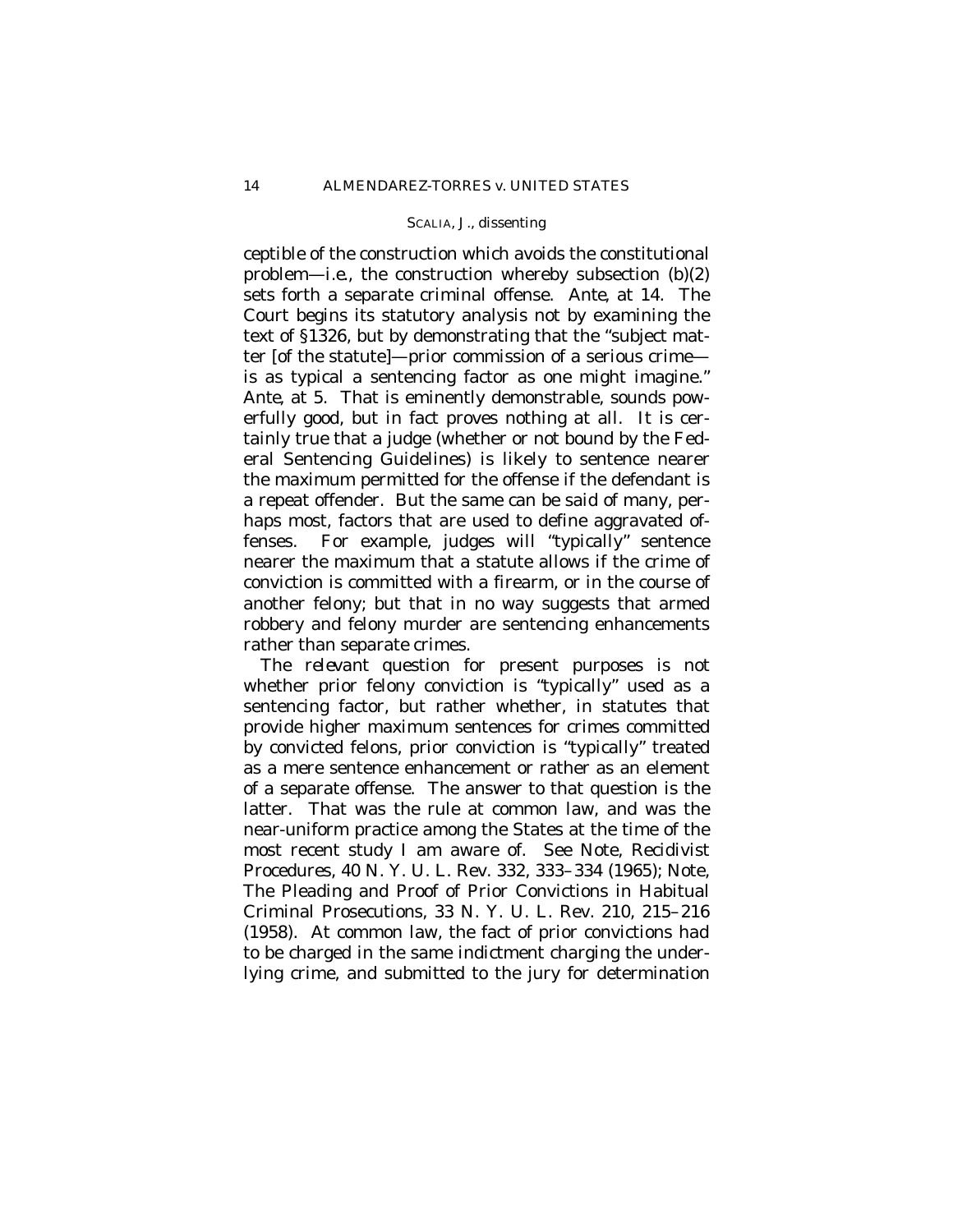ceptible of the construction which avoids the constitutional problem—*i.e.,* the construction whereby subsection (b)(2) sets forth a separate criminal offense. *Ante,* at 14. The Court begins its statutory analysis not by examining the text of §1326, but by demonstrating that the "subject matter [of the statute]—prior commission of a serious crime—is as typical a sentencing factor as one might imagine." *Ante,* at 5. That is eminently demonstrable, sounds powerfully good, but in fact proves nothing at all. It is certainly true that a judge (whether or not bound by the Federal Sentencing Guidelines) is likely to sentence nearer the maximum permitted for the offense if the defendant is a repeat offender. But the same can be said of many, perhaps most, factors that are used to define aggravated offenses. For example, judges will "typically" sentence nearer the maximum that a statute allows if the crime of conviction is committed with a firearm, or in the course of another felony; but that in no way suggests that armed robbery and felony murder are sentencing enhancements rather than separate crimes.

The relevant question for present purposes is not whether prior felony conviction is "typically" used as a sentencing factor, but rather whether, in statutes that provide higher maximum sentences for crimes committed by convicted felons, prior conviction is "typically" treated as a mere sentence enhancement or rather as an element of a separate offense. The answer to that question is the latter. That was the rule at common law, and was the near-uniform practice among the States at the time of the most recent study I am aware of. See Note, Recidivist Procedures, 40 N. Y. U. L. Rev. 332, 333–334 (1965); Note, The Pleading and Proof of Prior Convictions in Habitual Criminal Prosecutions, 33 N. Y. U. L. Rev. 210, 215–216 (1958). At common law, the fact of prior convictions had to be charged in the same indictment charging the underlying crime, and submitted to the jury for determination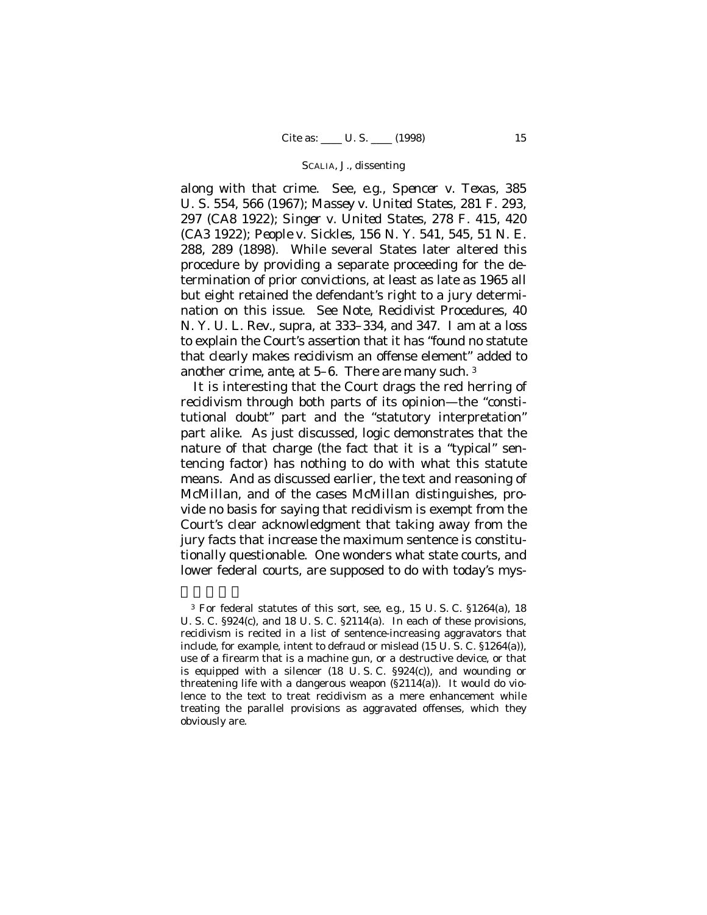along with that crime. See, *e.g., Spencer* v. *Texas*, 385 U. S. 554, 566 (1967); *Massey* v. *United States*, 281 F. 293, 297 (CA8 1922); *Singer* v. *United States*, 278 F. 415, 420 (CA3 1922); *People* v. *Sickles*, 156 N. Y. 541, 545, 51 N. E. 288, 289 (1898). While several States later altered this procedure by providing a separate proceeding for the determination of prior convictions, at least as late as 1965 all but eight retained the defendant's right to a jury determination on this issue. See Note, Recidivist Procedures, 40 N. Y. U. L. Rev., *supra*, at 333–334, and 347. I am at a loss to explain the Court's assertion that it has "found no statute that clearly makes recidivism an offense element" added to another crime, *ante*, at 5–6. There are many such. [3]

It is interesting that the Court drags the red herring of recidivism through both parts of its opinion—the "constitutional doubt" part and the "statutory interpretation" part alike. As just discussed, logic demonstrates that the nature of that charge (the fact that it is a "typical" sentencing factor) has nothing to do with what this statute means. And as discussed earlier, the text and reasoning of *McMillan*, and of the cases *McMillan* distinguishes, provide no basis for saying that recidivism is exempt from the Court's clear acknowledgment that taking away from the jury facts that increase the maximum sentence is constitutionally questionable. One wonders what state courts, and lower federal courts, are supposed to do with today's mys-

[3] For federal statutes of this sort, see, *e.g.*, 15 U. S. C. §1264(a), 18 U. S. C. §924(c), and 18 U. S. C. §2114(a). In each of these provisions, recidivism is recited in a list of sentence-increasing aggravators that include, for example, intent to defraud or mislead (15 U. S. C. §1264(a)), use of a firearm that is a machine gun, or a destructive device, or that is equipped with a silencer (18 U. S. C. §924(c)), and wounding or threatening life with a dangerous weapon (§2114(a)). It would do violence to the text to treat recidivism as a mere enhancement while treating the parallel provisions as aggravated offenses, which they obviously are.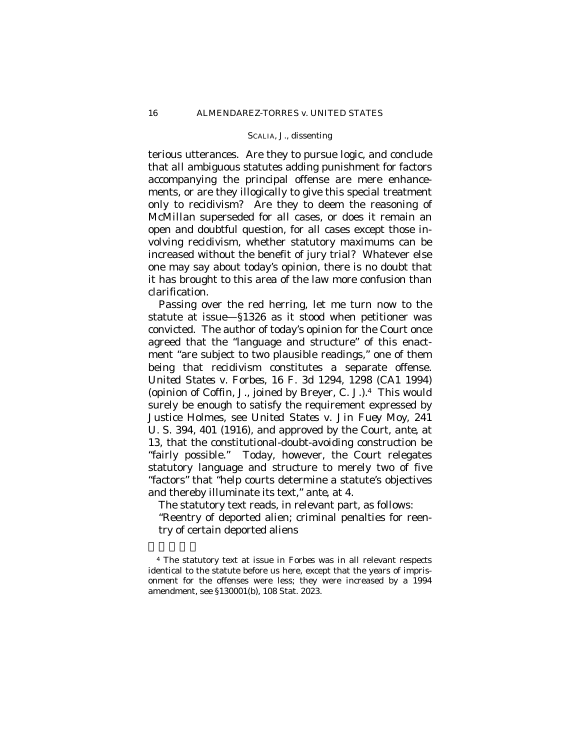terious utterances. Are they to pursue logic, and conclude that all ambiguous statutes adding punishment for factors accompanying the principal offense are mere enhancements, or are they illogically to give this special treatment only to recidivism? Are they to deem the reasoning of *McMillan* superseded for all cases, or does it remain an open and doubtful question, for all cases except those involving recidivism, whether statutory maximums can be increased without the benefit of jury trial? Whatever else one may say about today's opinion, there is no doubt that it has brought to this area of the law more confusion than clarification.

Passing over the red herring, let me turn now to the statute at issue—§1326 as it stood when petitioner was convicted. The author of today's opinion for the Court once agreed that the "language and structure" of this enactment "are subject to two plausible readings," one of them being that recidivism constitutes a separate offense. *United States* v. *Forbes*, 16 F. 3d 1294, 1298 (CA1 1994) (opinion of Coffin, J., joined by Breyer, C. J.).[4] This would surely be enough to satisfy the requirement expressed by Justice Holmes, see *United States* v. *Jin Fuey Moy*, 241 U. S. 394, 401 (1916), and approved by the Court, *ante*, at 13, that the constitutional-doubt-avoiding construction be "fairly possible." Today, however, the Court relegates statutory language and structure to merely two of five "factors" that "help courts determine a statute's objectives and thereby illuminate its text," *ante*, at 4.

The statutory text reads, in relevant part, as follows:

"Reentry of deported alien; criminal penalties for reentry of certain deported aliens

---

[4] The statutory text at issue in *Forbes* was in all relevant respects identical to the statute before us here, except that the years of imprisonment for the offenses were less; they were increased by a 1994 amendment, see §130001(b), 108 Stat. 2023.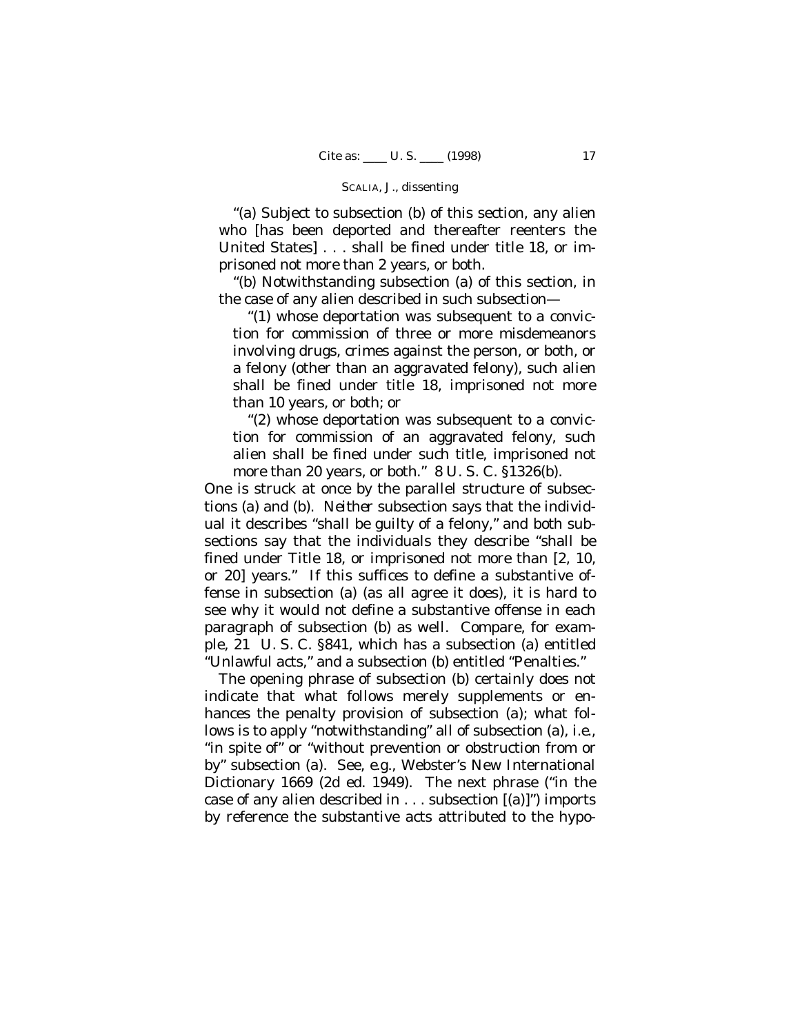"(a) Subject to subsection (b) of this section, any alien who [has been deported and thereafter reenters the United States] . . . shall be fined under title 18, or imprisoned not more than 2 years, or both.

"(b) Notwithstanding subsection (a) of this section, in the case of any alien described in such subsection—

"(1) whose deportation was subsequent to a conviction for commission of three or more misdemeanors involving drugs, crimes against the person, or both, or a felony (other than an aggravated felony), such alien shall be fined under title 18, imprisoned not more than 10 years, or both; or

"(2) whose deportation was subsequent to a conviction for commission of an aggravated felony, such alien shall be fined under such title, imprisoned not more than 20 years, or both." 8 U. S. C. §1326(b).

One is struck at once by the parallel structure of subsections (a) and (b). *Neither* subsection says that the individual it describes "shall be guilty of a felony," and both subsections say that the individuals they describe "shall be fined under Title 18, or imprisoned not more than [2, 10, or 20] years." If this suffices to define a substantive offense in subsection (a) (as all agree it does), it is hard to see why it would not define a substantive offense in each paragraph of subsection (b) as well. Compare, for example, 21 U. S. C. §841, which has a subsection (a) entitled "Unlawful acts," and a subsection (b) entitled "Penalties."

The opening phrase of subsection (b) certainly does not indicate that what follows merely supplements or enhances the penalty provision of subsection (a); what follows is to apply "notwithstanding" all of subsection (a), *i.e.*, "in spite of" or "without prevention or obstruction from or by" subsection (a). See, *e.g.*, Webster's New International Dictionary 1669 (2d ed. 1949). The next phrase ("in the case of any alien described in . . . subsection [(a)]") imports by reference the substantive acts attributed to the hypo-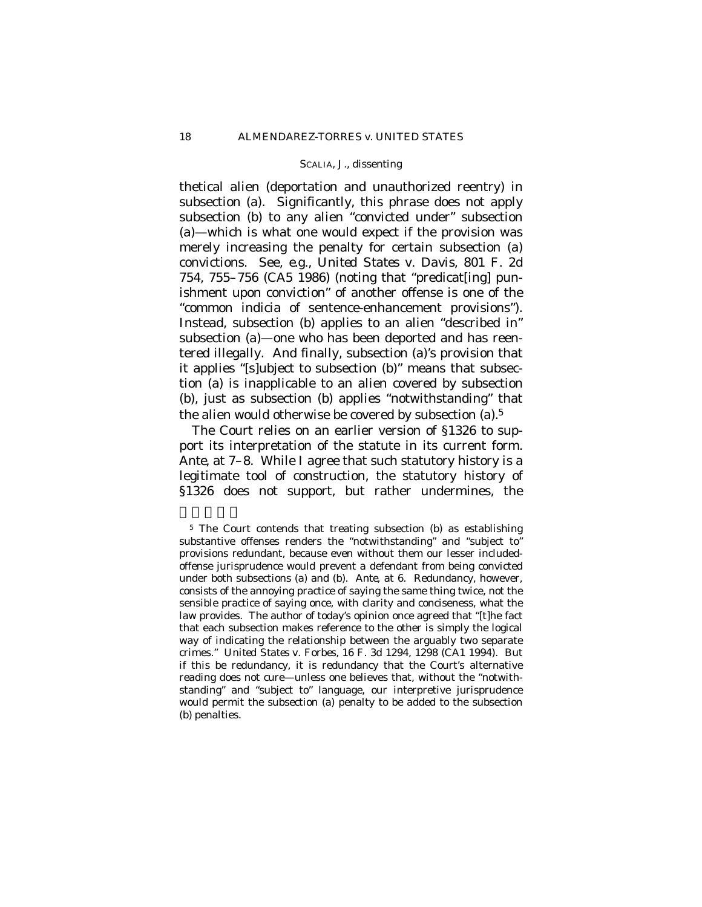thetical alien (deportation and unauthorized reentry) in subsection (a). Significantly, this phrase does not apply subsection (b) to any alien "convicted under" subsection (a)—which is what one would expect if the provision was merely increasing the penalty for certain subsection (a) convictions. See, *e.g., United States* v. *Davis,* 801 F. 2d 754, 755–756 (CA5 1986) (noting that "predicat[ing] punishment upon conviction" of another offense is one of the "common indicia of sentence-enhancement provisions"). Instead, subsection (b) applies to an alien "described in" subsection (a)—one who has been deported and has reentered illegally. And finally, subsection (a)'s provision that it applies "[s]ubject to subsection (b)" means that subsection (a) is inapplicable to an alien covered by subsection (b), just as subsection (b) applies "notwithstanding" that the alien would otherwise be covered by subsection (a).[5]

The Court relies on an earlier version of §1326 to support its interpretation of the statute in its current form. *Ante,* at 7–8. While I agree that such statutory history is a legitimate tool of construction, the statutory history of §1326 does not support, but rather undermines, the

---

[5] The Court contends that treating subsection (b) as establishing substantive offenses renders the "notwithstanding" and "subject to" provisions redundant, because even without them our lesser included-offense jurisprudence would prevent a defendant from being convicted under both subsections (a) and (b). *Ante,* at 6. Redundancy, however, consists of the annoying practice of saying the same thing twice, not the sensible practice of saying once, with clarity and conciseness, what the law provides. The author of today's opinion once agreed that "[t]he fact that each subsection makes reference to the other is simply the logical way of indicating the relationship between the arguably two separate crimes." *United States* v. *Forbes,* 16 F. 3d 1294, 1298 (CA1 1994). But if this be redundancy, it is redundancy that the Court's alternative reading does not cure—unless one believes that, without the "notwithstanding" and "subject to" language, our interpretive jurisprudence would permit the subsection (a) penalty to be added to the subsection (b) penalties.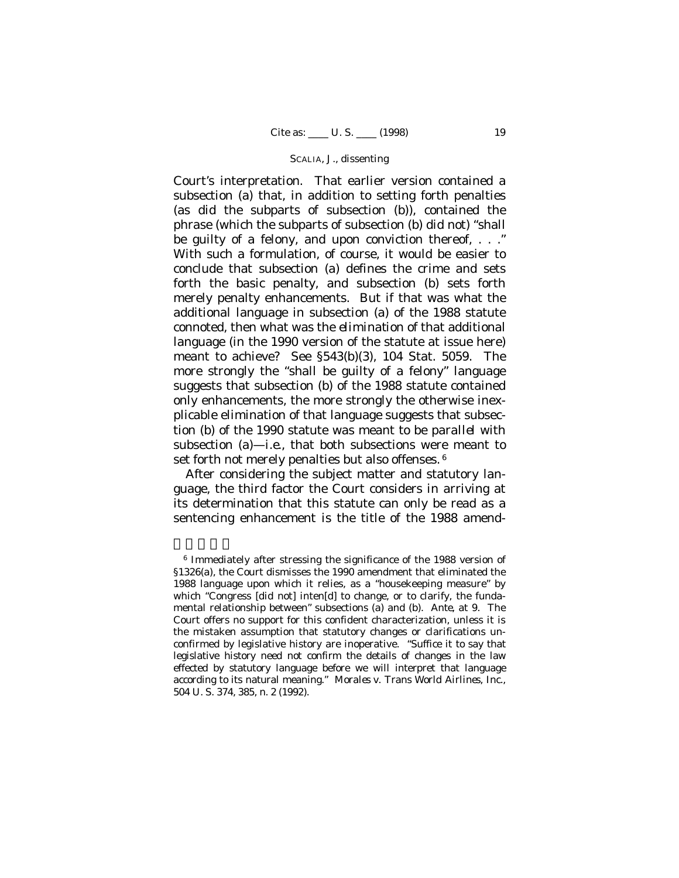Court's interpretation. That earlier version contained a subsection (a) that, in addition to setting forth penalties (as did the subparts of subsection (b)), contained the phrase (which the subparts of subsection (b) did not) "shall be guilty of a felony, and upon conviction thereof, . . ." With such a formulation, of course, it would be easier to conclude that subsection (a) defines the crime and sets forth the basic penalty, and subsection (b) sets forth merely penalty enhancements. But if that was what the additional language in subsection (a) of the 1988 statute connoted, then what was the *elimination* of that additional language (in the 1990 version of the statute at issue here) meant to achieve? See §543(b)(3), 104 Stat. 5059. The more strongly the "shall be guilty of a felony" language suggests that subsection (b) of the 1988 statute contained only enhancements, the more strongly the otherwise inexplicable elimination of that language suggests that subsection (b) of the 1990 statute was meant to be *parallel* with subsection (a)—*i.e.*, that both subsections were meant to set forth not merely penalties but also offenses. [6]

After considering the subject matter and statutory language, the third factor the Court considers in arriving at its determination that this statute can only be read as a sentencing enhancement is the title of the 1988 amend-

---

[6] Immediately after stressing the significance of the 1988 version of §1326(a), the Court dismisses the 1990 amendment that eliminated the 1988 language upon which it relies, as a "housekeeping measure" by which "Congress [did not] inten[d] to change, or to clarify, the fundamental relationship between" subsections (a) and (b). *Ante*, at 9. The Court offers no support for this confident characterization, unless it is the mistaken assumption that statutory changes or clarifications unconfirmed by legislative history are inoperative. "Suffice it to say that legislative history need not confirm the details of changes in the law effected by statutory language before we will interpret that language according to its natural meaning." *Morales* v. *Trans World Airlines, Inc.*, 504 U. S. 374, 385, n. 2 (1992).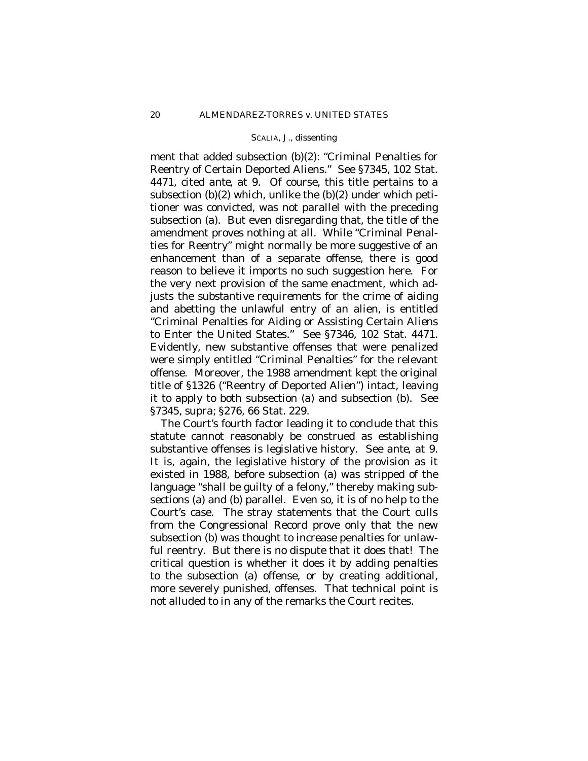ment that added subsection (b)(2): "Criminal Penalties for Reentry of Certain Deported Aliens." See §7345, 102 Stat. 4471, cited *ante*, at 9. Of course, this title pertains to a subsection (b)(2) which, unlike the (b)(2) under which petitioner was convicted, was not parallel with the preceding subsection (a). But even disregarding that, the title of the amendment proves nothing at all. While "Criminal Penalties for Reentry" might normally be more suggestive of an enhancement than of a separate offense, there is good reason to believe it imports no such suggestion here. For the very next provision of the same enactment, which adjusts the *substantive requirements* for the crime of aiding and abetting the unlawful entry of an alien, is entitled "Criminal Penalties for Aiding or Assisting Certain Aliens to Enter the United States." See §7346, 102 Stat. 4471. Evidently, new substantive offenses that were penalized were simply entitled "Criminal Penalties" for the relevant offense. Moreover, the 1988 amendment kept the original title of §1326 ("Reentry of Deported Alien") intact, leaving it to apply to both subsection (a) and subsection (b). See §7345, *supra*; §276, 66 Stat. 229.

The Court's fourth factor leading it to conclude that this statute cannot reasonably be construed as establishing substantive offenses is legislative history. See *ante*, at 9. It is, again, the legislative history of the provision as it existed in 1988, before subsection (a) was stripped of the language "shall be guilty of a felony," thereby making subsections (a) and (b) parallel. Even so, it is of no help to the Court's case. The stray statements that the Court culls from the Congressional Record prove only that the new subsection (b) was thought to increase penalties for unlawful reentry. But there is no dispute that it does that! The critical question is whether it does it by adding penalties to the subsection (a) offense, or by creating additional, more severely punished, offenses. That technical point is not alluded to in any of the remarks the Court recites.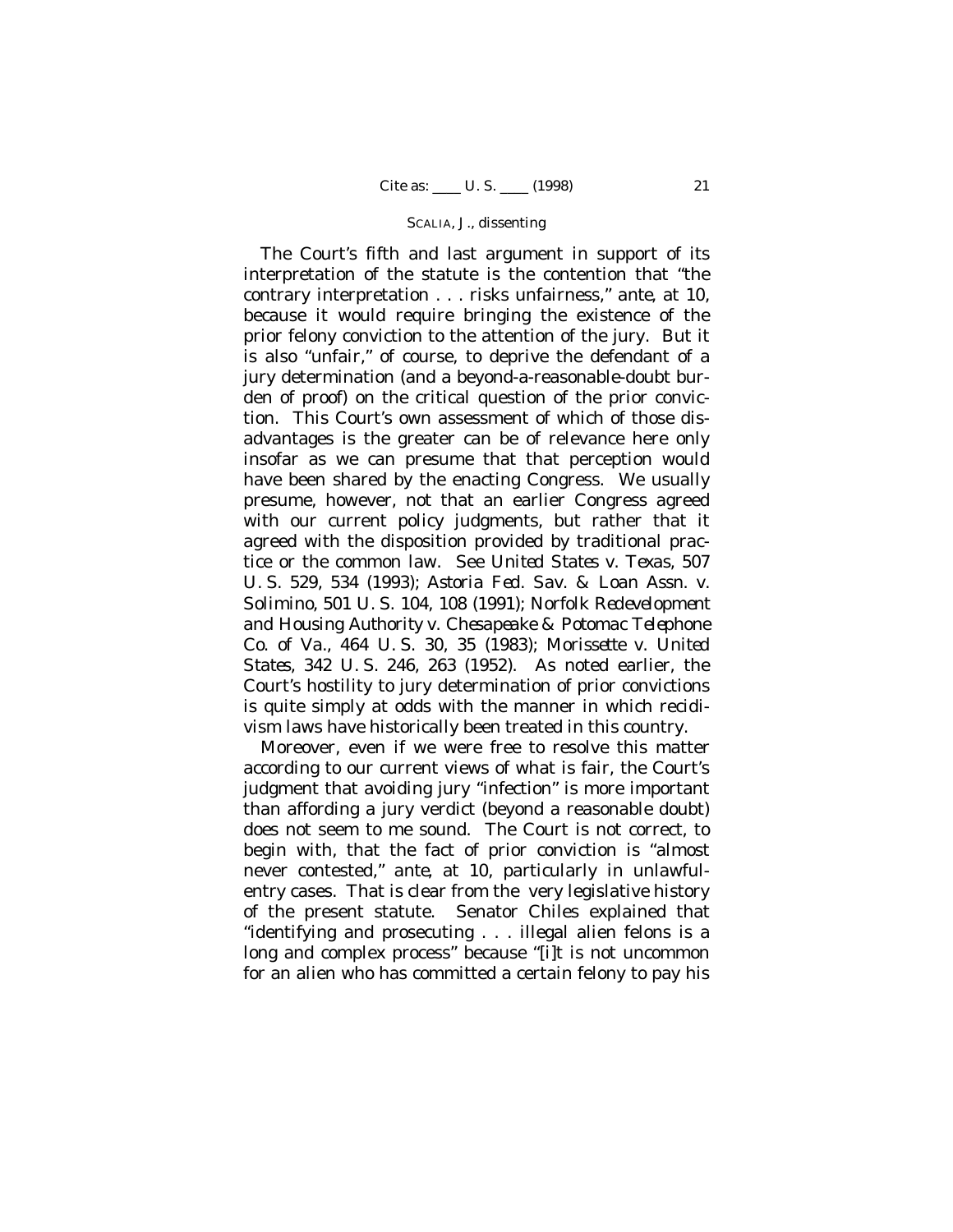The Court's fifth and last argument in support of its interpretation of the statute is the contention that "the contrary interpretation . . . risks unfairness," *ante*, at 10, because it would require bringing the existence of the prior felony conviction to the attention of the jury. But it is also "unfair," of course, to deprive the defendant of a jury determination (and a beyond-a-reasonable-doubt burden of proof) on the critical question of the prior conviction. This Court's own assessment of which of those disadvantages is the greater can be of relevance here only insofar as we can presume that that perception would have been shared by the enacting Congress. We usually presume, however, not that an earlier Congress agreed with our current policy judgments, but rather that it agreed with the disposition provided by traditional practice or the common law. See *United States* v. *Texas*, 507 U. S. 529, 534 (1993); *Astoria Fed. Sav. & Loan Assn.* v. *Solimino*, 501 U. S. 104, 108 (1991); *Norfolk Redevelopment and Housing Authority* v. *Chesapeake & Potomac Telephone Co. of Va.*, 464 U. S. 30, 35 (1983); *Morissette* v. *United States*, 342 U. S. 246, 263 (1952). As noted earlier, the Court's hostility to jury determination of prior convictions is quite simply at odds with the manner in which recidivism laws have historically been treated in this country.

Moreover, even if we were free to resolve this matter according to our current views of what is fair, the Court's judgment that avoiding jury "infection" is more important than affording a jury verdict (beyond a reasonable doubt) does not seem to me sound. The Court is not correct, to begin with, that the fact of prior conviction is "almost never contested," *ante*, at 10, particularly in unlawful-entry cases. That is clear from the very legislative history of the present statute. Senator Chiles explained that "identifying and prosecuting . . . illegal alien felons is a long and complex process" because "[i]t is not uncommon for an alien who has committed a certain felony to pay his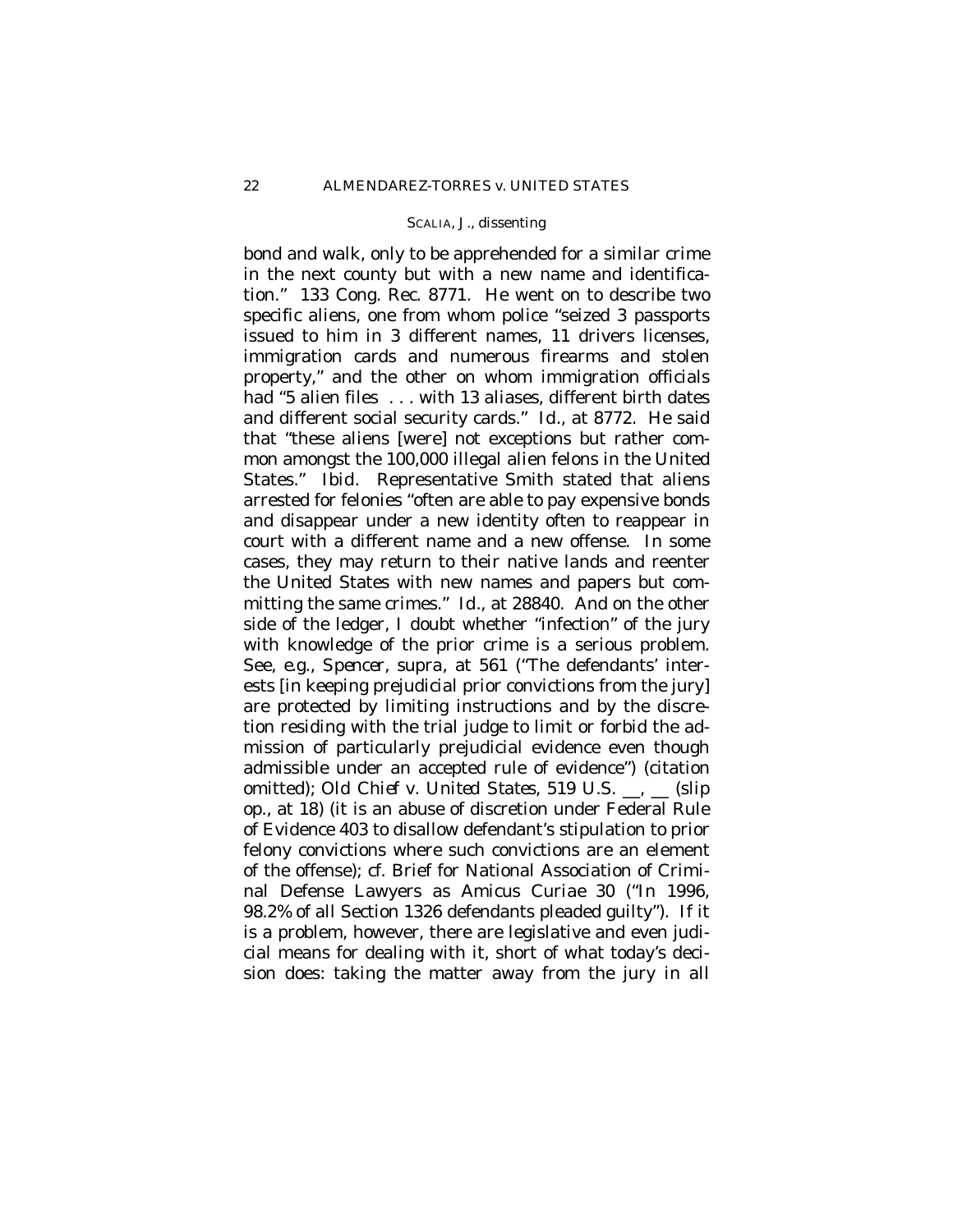bond and walk, only to be apprehended for a similar crime in the next county but with a new name and identification." 133 Cong. Rec. 8771. He went on to describe two specific aliens, one from whom police "seized 3 passports issued to him in 3 different names, 11 drivers licenses, immigration cards and numerous firearms and stolen property," and the other on whom immigration officials had "5 alien files . . . with 13 aliases, different birth dates and different social security cards." *Id.*, at 8772. He said that "these aliens [were] not exceptions but rather common amongst the 100,000 illegal alien felons in the United States." *Ibid.* Representative Smith stated that aliens arrested for felonies "often are able to pay expensive bonds and disappear under a new identity often to reappear in court with a different name and a new offense. In some cases, they may return to their native lands and reenter the United States with new names and papers but committing the same crimes." *Id.*, at 28840. And on the other side of the ledger, I doubt whether "infection" of the jury with knowledge of the prior crime is a serious problem. See, *e.g.*, *Spencer*, *supra*, at 561 ("The defendants' interests [in keeping prejudicial prior convictions from the jury] are protected by limiting instructions and by the discretion residing with the trial judge to limit or forbid the admission of particularly prejudicial evidence even though admissible under an accepted rule of evidence") (citation omitted); *Old Chief* v. *United States*, 519 U.S. \_\_, \_\_ (slip op., at 18) (it is an abuse of discretion under Federal Rule of Evidence 403 to disallow defendant's stipulation to prior felony convictions where such convictions are an element of the offense); cf. Brief for National Association of Criminal Defense Lawyers as *Amicus Curiae* 30 ("In 1996, 98.2% of all Section 1326 defendants pleaded guilty"). If it is a problem, however, there are legislative and even judicial means for dealing with it, short of what today's decision does: taking the matter away from the jury in all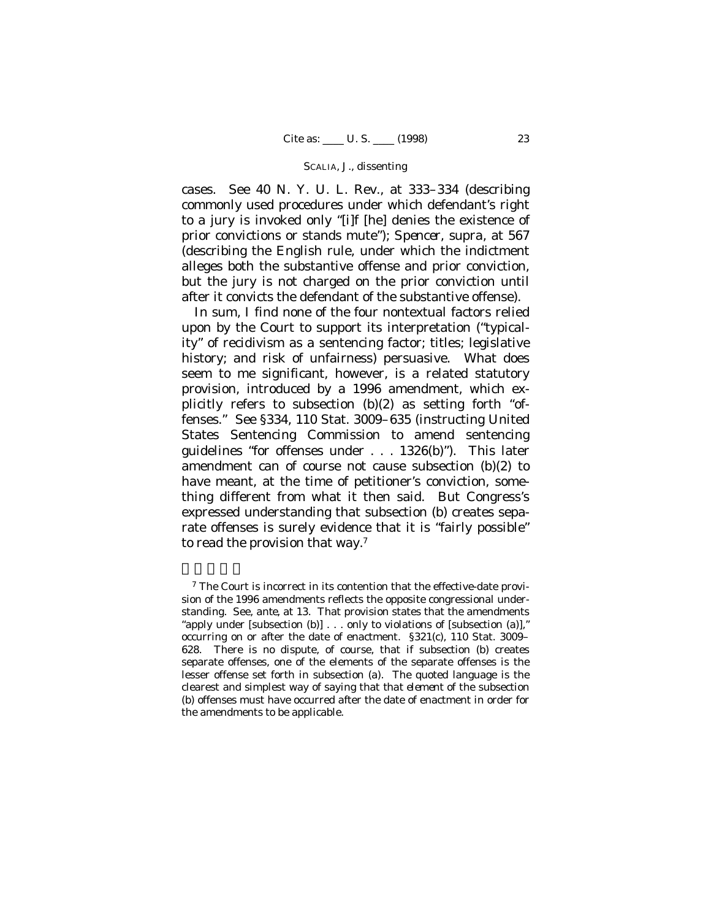cases. See 40 N. Y. U. L. Rev., at 333–334 (describing commonly used procedures under which defendant's right to a jury is invoked only "[i]f [he] denies the existence of prior convictions or stands mute"); *Spencer*, *supra*, at 567 (describing the English rule, under which the indictment alleges both the substantive offense and prior conviction, but the jury is not charged on the prior conviction until after it convicts the defendant of the substantive offense).

In sum, I find none of the four nontextual factors relied upon by the Court to support its interpretation ("typicality" of recidivism as a sentencing factor; titles; legislative history; and risk of unfairness) persuasive. What *does* seem to me significant, however, is a related statutory provision, introduced by a 1996 amendment, which explicitly refers to subsection (b)(2) as setting forth "offenses." See §334, 110 Stat. 3009–635 (instructing United States Sentencing Commission to amend sentencing guidelines "for offenses under . . . 1326(b)"). This later amendment can of course not cause subsection (b)(2) to have meant, at the time of petitioner's conviction, something different from what it then said. But Congress's expressed understanding that subsection (b) creates separate offenses is surely evidence that it is "fairly possible" to read the provision that way.[7]

---

[7] The Court is incorrect in its contention that the effective-date provision of the 1996 amendments reflects the opposite congressional understanding. See, *ante*, at 13. That provision states that the amendments "apply under [subsection (b)] . . . only to violations of [subsection (a)]," occurring on or after the date of enactment. §321(c), 110 Stat. 3009–628. There is no dispute, of course, that if subsection (b) creates separate offenses, one of the elements of the separate offenses is the lesser offense set forth in subsection (a). The quoted language is the clearest and simplest way of saying that *that element* of the subsection (b) offenses must have occurred after the date of enactment in order for the amendments to be applicable.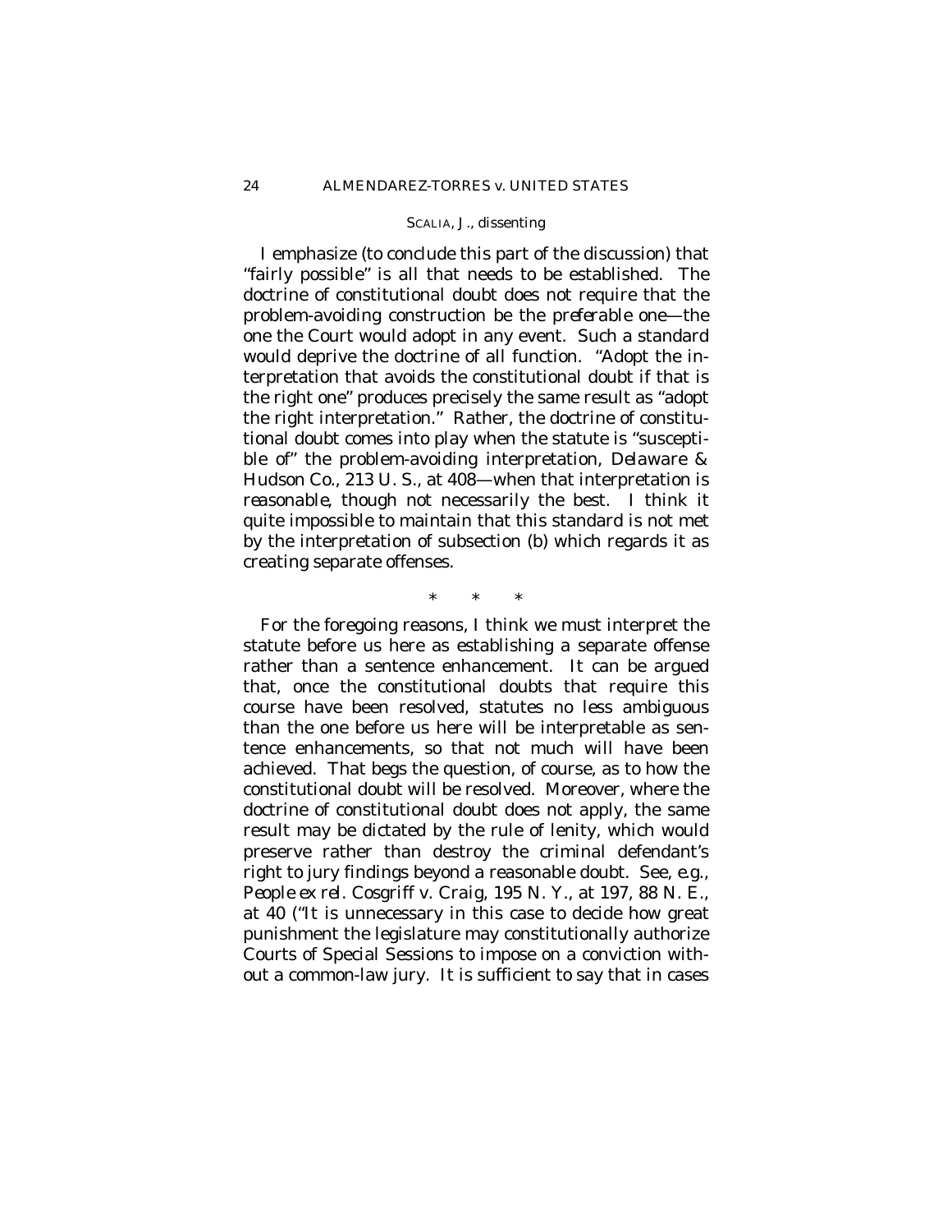I emphasize (to conclude this part of the discussion) that "fairly possible" is all that needs to be established. The doctrine of constitutional doubt does not require that the problem-avoiding construction be the *preferable* one—the one the Court would adopt in any event. Such a standard would deprive the doctrine of all function. "Adopt the interpretation that avoids the constitutional doubt if that is the right one" produces precisely the same result as "adopt the right interpretation." Rather, the doctrine of constitutional doubt comes into play when the statute is "susceptible of" the problem-avoiding interpretation, *Delaware & Hudson Co.*, 213 U. S., at 408—when that interpretation is *reasonable*, though not necessarily the best. I think it quite impossible to maintain that this standard is not met by the interpretation of subsection (b) which regards it as creating separate offenses.

\* \* \*

For the foregoing reasons, I think we must interpret the statute before us here as establishing a separate offense rather than a sentence enhancement. It can be argued that, once the constitutional doubts that require this course have been resolved, statutes no less ambiguous than the one before us here will be interpretable as sentence enhancements, so that not much will have been achieved. That begs the question, of course, as to how the constitutional doubt will be resolved. Moreover, where the doctrine of constitutional doubt does not apply, the same result may be dictated by the rule of lenity, which would preserve rather than destroy the criminal defendant's right to jury findings beyond a reasonable doubt. See, *e.g.*, *People ex rel. Cosgriff* v. *Craig*, 195 N. Y., at 197, 88 N. E., at 40 ("It is unnecessary in this case to decide how great punishment the legislature may constitutionally authorize Courts of Special Sessions to impose on a conviction without a common-law jury. It is sufficient to say that in cases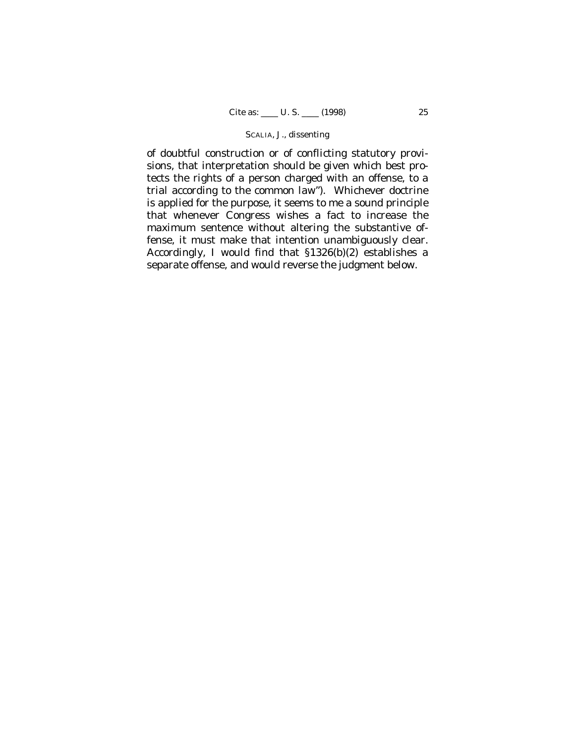of doubtful construction or of conflicting statutory provisions, that interpretation should be given which best protects the rights of a person charged with an offense, to a trial according to the common law"). Whichever doctrine is applied for the purpose, it seems to me a sound principle that whenever Congress wishes a fact to increase the maximum sentence without altering the substantive offense, it must make that intention unambiguously clear. Accordingly, I would find that §1326(b)(2) establishes a separate offense, and would reverse the judgment below.